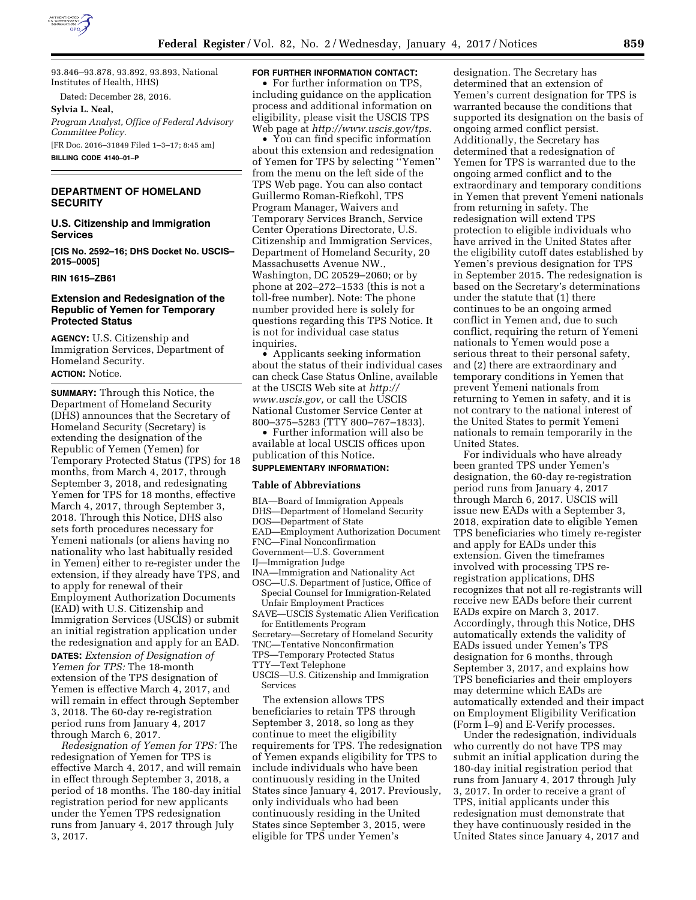93.846–93.878, 93.892, 93.893, National Institutes of Health, HHS)

Dated: December 28, 2016.

**Sylvia L. Neal,**

*Program Analyst, Office of Federal Advisory Committee Policy.*

[FR Doc. 2016–31849 Filed 1–3–17; 8:45 am]

**BILLING CODE 4140–01–P**

## DEPARTMENT OF HOMELAND SECURITY

### U.S. Citizenship and Immigration Services

**[CIS No. 2592–16; DHS Docket No. USCIS–2015–0005]**

**RIN 1615–ZB61**

### Extension and Redesignation of the Republic of Yemen for Temporary Protected Status

**AGENCY:** U.S. Citizenship and Immigration Services, Department of Homeland Security.

**ACTION:** Notice.

**SUMMARY:** Through this Notice, the Department of Homeland Security (DHS) announces that the Secretary of Homeland Security (Secretary) is extending the designation of the Republic of Yemen (Yemen) for Temporary Protected Status (TPS) for 18 months, from March 4, 2017, through September 3, 2018, and redesignating Yemen for TPS for 18 months, effective March 4, 2017, through September 3, 2018. Through this Notice, DHS also sets forth procedures necessary for Yemeni nationals (or aliens having no nationality who last habitually resided in Yemen) either to re-register under the extension, if they already have TPS, and to apply for renewal of their Employment Authorization Documents (EAD) with U.S. Citizenship and Immigration Services (USCIS) or submit an initial registration application under the redesignation and apply for an EAD.

**DATES:** *Extension of Designation of Yemen for TPS:* The 18-month extension of the TPS designation of Yemen is effective March 4, 2017, and will remain in effect through September 3, 2018. The 60-day re-registration period runs from January 4, 2017 through March 6, 2017.

*Redesignation of Yemen for TPS:* The redesignation of Yemen for TPS is effective March 4, 2017, and will remain in effect through September 3, 2018, a period of 18 months. The 180-day initial registration period for new applicants under the Yemen TPS redesignation runs from January 4, 2017 through July 3, 2017.

**FOR FURTHER INFORMATION CONTACT:**

- For further information on TPS, including guidance on the application process and additional information on eligibility, please visit the USCIS TPS Web page at *http://www.uscis.gov/tps.*
- You can find specific information about this extension and redesignation of Yemen for TPS by selecting ''Yemen'' from the menu on the left side of the TPS Web page. You can also contact Guillermo Roman-Riefkohl, TPS Program Manager, Waivers and Temporary Services Branch, Service Center Operations Directorate, U.S. Citizenship and Immigration Services, Department of Homeland Security, 20 Massachusetts Avenue NW., Washington, DC 20529–2060; or by phone at 202–272–1533 (this is not a toll-free number). Note: The phone number provided here is solely for questions regarding this TPS Notice. It is not for individual case status inquiries.
- Applicants seeking information about the status of their individual cases can check Case Status Online, available at the USCIS Web site at *http://www.uscis.gov,* or call the USCIS National Customer Service Center at 800–375–5283 (TTY 800–767–1833).
- Further information will also be available at local USCIS offices upon publication of this Notice.

**SUPPLEMENTARY INFORMATION:**

#### Table of Abbreviations

BIA—Board of Immigration Appeals
DHS—Department of Homeland Security
DOS—Department of State
EAD—Employment Authorization Document
FNC—Final Nonconfirmation
Government—U.S. Government
IJ—Immigration Judge
INA—Immigration and Nationality Act
OSC—U.S. Department of Justice, Office of Special Counsel for Immigration-Related Unfair Employment Practices
SAVE—USCIS Systematic Alien Verification for Entitlements Program
Secretary—Secretary of Homeland Security
TNC—Tentative Nonconfirmation
TPS—Temporary Protected Status
TTY—Text Telephone
USCIS—U.S. Citizenship and Immigration Services

The extension allows TPS beneficiaries to retain TPS through September 3, 2018, so long as they continue to meet the eligibility requirements for TPS. The redesignation of Yemen expands eligibility for TPS to include individuals who have been continuously residing in the United States since January 4, 2017. Previously, only individuals who had been continuously residing in the United States since September 3, 2015, were eligible for TPS under Yemen's designation. The Secretary has determined that an extension of Yemen's current designation for TPS is warranted because the conditions that supported its designation on the basis of ongoing armed conflict persist. Additionally, the Secretary has determined that a redesignation of Yemen for TPS is warranted due to the ongoing armed conflict and to the extraordinary and temporary conditions in Yemen that prevent Yemeni nationals from returning in safety. The redesignation will extend TPS protection to eligible individuals who have arrived in the United States after the eligibility cutoff dates established by Yemen's previous designation for TPS in September 2015. The redesignation is based on the Secretary's determinations under the statute that (1) there continues to be an ongoing armed conflict in Yemen and, due to such conflict, requiring the return of Yemeni nationals to Yemen would pose a serious threat to their personal safety, and (2) there are extraordinary and temporary conditions in Yemen that prevent Yemeni nationals from returning to Yemen in safety, and it is not contrary to the national interest of the United States to permit Yemeni nationals to remain temporarily in the United States.

For individuals who have already been granted TPS under Yemen's designation, the 60-day re-registration period runs from January 4, 2017 through March 6, 2017. USCIS will issue new EADs with a September 3, 2018, expiration date to eligible Yemen TPS beneficiaries who timely re-register and apply for EADs under this extension. Given the timeframes involved with processing TPS re-registration applications, DHS recognizes that not all re-registrants will receive new EADs before their current EADs expire on March 3, 2017. Accordingly, through this Notice, DHS automatically extends the validity of EADs issued under Yemen's TPS designation for 6 months, through September 3, 2017, and explains how TPS beneficiaries and their employers may determine which EADs are automatically extended and their impact on Employment Eligibility Verification (Form I–9) and E-Verify processes.

Under the redesignation, individuals who currently do not have TPS may submit an initial application during the 180-day initial registration period that runs from January 4, 2017 through July 3, 2017. In order to receive a grant of TPS, initial applicants under this redesignation must demonstrate that they have continuously resided in the United States since January 4, 2017 and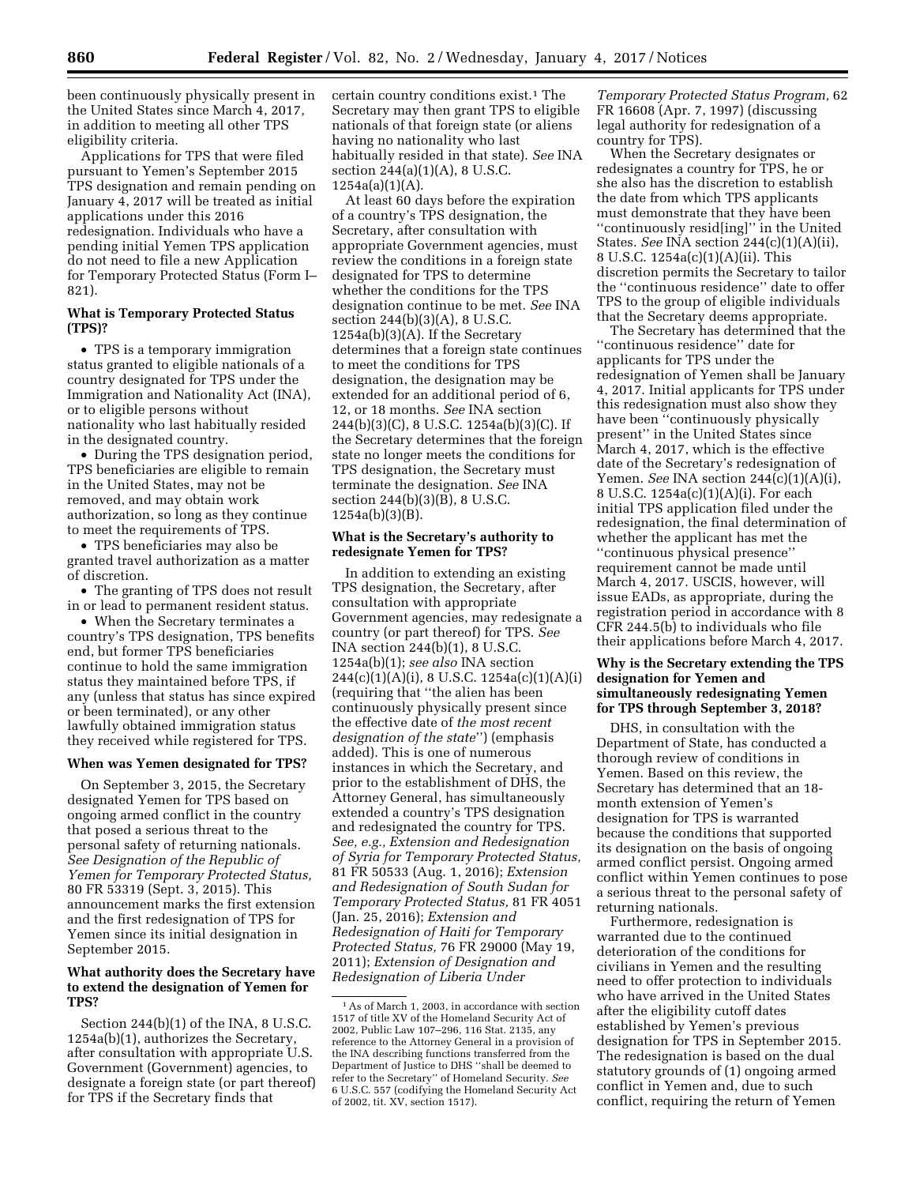been continuously physically present in the United States since March 4, 2017, in addition to meeting all other TPS eligibility criteria.

Applications for TPS that were filed pursuant to Yemen's September 2015 TPS designation and remain pending on January 4, 2017 will be treated as initial applications under this 2016 redesignation. Individuals who have a pending initial Yemen TPS application do not need to file a new Application for Temporary Protected Status (Form I–821).

**What is Temporary Protected Status (TPS)?**

- TPS is a temporary immigration status granted to eligible nationals of a country designated for TPS under the Immigration and Nationality Act (INA), or to eligible persons without nationality who last habitually resided in the designated country.
- During the TPS designation period, TPS beneficiaries are eligible to remain in the United States, may not be removed, and may obtain work authorization, so long as they continue to meet the requirements of TPS.
- TPS beneficiaries may also be granted travel authorization as a matter of discretion.
- The granting of TPS does not result in or lead to permanent resident status.
- When the Secretary terminates a country's TPS designation, TPS benefits end, but former TPS beneficiaries continue to hold the same immigration status they maintained before TPS, if any (unless that status has since expired or been terminated), or any other lawfully obtained immigration status they received while registered for TPS.

**When was Yemen designated for TPS?**

On September 3, 2015, the Secretary designated Yemen for TPS based on ongoing armed conflict in the country that posed a serious threat to the personal safety of returning nationals. *See Designation of the Republic of Yemen for Temporary Protected Status,* 80 FR 53319 (Sept. 3, 2015). This announcement marks the first extension and the first redesignation of TPS for Yemen since its initial designation in September 2015.

**What authority does the Secretary have to extend the designation of Yemen for TPS?**

Section 244(b)(1) of the INA, 8 U.S.C. 1254a(b)(1), authorizes the Secretary, after consultation with appropriate U.S. Government (Government) agencies, to designate a foreign state (or part thereof) for TPS if the Secretary finds that certain country conditions exist.[1] The Secretary may then grant TPS to eligible nationals of that foreign state (or aliens having no nationality who last habitually resided in that state). *See* INA section 244(a)(1)(A), 8 U.S.C. 1254a(a)(1)(A).

At least 60 days before the expiration of a country's TPS designation, the Secretary, after consultation with appropriate Government agencies, must review the conditions in a foreign state designated for TPS to determine whether the conditions for the TPS designation continue to be met. *See* INA section 244(b)(3)(A), 8 U.S.C. 1254a(b)(3)(A). If the Secretary determines that a foreign state continues to meet the conditions for TPS designation, the designation may be extended for an additional period of 6, 12, or 18 months. *See* INA section 244(b)(3)(C), 8 U.S.C. 1254a(b)(3)(C). If the Secretary determines that the foreign state no longer meets the conditions for TPS designation, the Secretary must terminate the designation. *See* INA section 244(b)(3)(B), 8 U.S.C. 1254a(b)(3)(B).

**What is the Secretary's authority to redesignate Yemen for TPS?**

In addition to extending an existing TPS designation, the Secretary, after consultation with appropriate Government agencies, may redesignate a country (or part thereof) for TPS. *See* INA section 244(b)(1), 8 U.S.C. 1254a(b)(1); *see also* INA section 244(c)(1)(A)(i), 8 U.S.C. 1254a(c)(1)(A)(i) (requiring that ''the alien has been continuously physically present since the effective date of *the most recent designation of the state*'') (emphasis added). This is one of numerous instances in which the Secretary, and prior to the establishment of DHS, the Attorney General, has simultaneously extended a country's TPS designation and redesignated the country for TPS. *See, e.g., Extension and Redesignation of Syria for Temporary Protected Status,* 81 FR 50533 (Aug. 1, 2016); *Extension and Redesignation of South Sudan for Temporary Protected Status,* 81 FR 4051 (Jan. 25, 2016); *Extension and Redesignation of Haiti for Temporary Protected Status,* 76 FR 29000 (May 19, 2011); *Extension of Designation and Redesignation of Liberia Under Temporary Protected Status Program,* 62 FR 16608 (Apr. 7, 1997) (discussing legal authority for redesignation of a country for TPS).

When the Secretary designates or redesignates a country for TPS, he or she also has the discretion to establish the date from which TPS applicants must demonstrate that they have been ''continuously resid[ing]'' in the United States. *See* INA section 244(c)(1)(A)(ii), 8 U.S.C. 1254a(c)(1)(A)(ii). This discretion permits the Secretary to tailor the ''continuous residence'' date to offer TPS to the group of eligible individuals that the Secretary deems appropriate.

The Secretary has determined that the ''continuous residence'' date for applicants for TPS under the redesignation of Yemen shall be January 4, 2017. Initial applicants for TPS under this redesignation must also show they have been ''continuously physically present'' in the United States since March 4, 2017, which is the effective date of the Secretary's redesignation of Yemen. *See* INA section 244(c)(1)(A)(i), 8 U.S.C. 1254a(c)(1)(A)(i). For each initial TPS application filed under the redesignation, the final determination of whether the applicant has met the ''continuous physical presence'' requirement cannot be made until March 4, 2017. USCIS, however, will issue EADs, as appropriate, during the registration period in accordance with 8 CFR 244.5(b) to individuals who file their applications before March 4, 2017.

**Why is the Secretary extending the TPS designation for Yemen and simultaneously redesignating Yemen for TPS through September 3, 2018?**

DHS, in consultation with the Department of State, has conducted a thorough review of conditions in Yemen. Based on this review, the Secretary has determined that an 18-month extension of Yemen's designation for TPS is warranted because the conditions that supported its designation on the basis of ongoing armed conflict persist. Ongoing armed conflict within Yemen continues to pose a serious threat to the personal safety of returning nationals.

Furthermore, redesignation is warranted due to the continued deterioration of the conditions for civilians in Yemen and the resulting need to offer protection to individuals who have arrived in the United States after the eligibility cutoff dates established by Yemen's previous designation for TPS in September 2015. The redesignation is based on the dual statutory grounds of (1) ongoing armed conflict in Yemen and, due to such conflict, requiring the return of Yemen

---

[1] As of March 1, 2003, in accordance with section 1517 of title XV of the Homeland Security Act of 2002, Public Law 107–296, 116 Stat. 2135, any reference to the Attorney General in a provision of the INA describing functions transferred from the Department of Justice to DHS ''shall be deemed to refer to the Secretary'' of Homeland Security. *See* 6 U.S.C. 557 (codifying the Homeland Security Act of 2002, tit. XV, section 1517).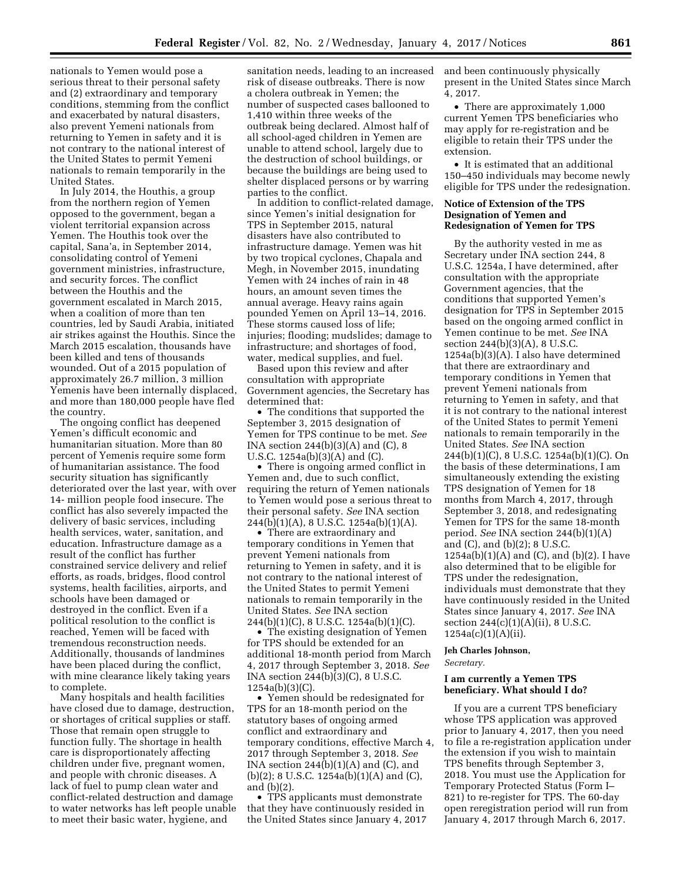nationals to Yemen would pose a serious threat to their personal safety and (2) extraordinary and temporary conditions, stemming from the conflict and exacerbated by natural disasters, also prevent Yemeni nationals from returning to Yemen in safety and it is not contrary to the national interest of the United States to permit Yemeni nationals to remain temporarily in the United States.

In July 2014, the Houthis, a group from the northern region of Yemen opposed to the government, began a violent territorial expansion across Yemen. The Houthis took over the capital, Sana'a, in September 2014, consolidating control of Yemeni government ministries, infrastructure, and security forces. The conflict between the Houthis and the government escalated in March 2015, when a coalition of more than ten countries, led by Saudi Arabia, initiated air strikes against the Houthis. Since the March 2015 escalation, thousands have been killed and tens of thousands wounded. Out of a 2015 population of approximately 26.7 million, 3 million Yemenis have been internally displaced, and more than 180,000 people have fled the country.

The ongoing conflict has deepened Yemen's difficult economic and humanitarian situation. More than 80 percent of Yemenis require some form of humanitarian assistance. The food security situation has significantly deteriorated over the last year, with over 14- million people food insecure. The conflict has also severely impacted the delivery of basic services, including health services, water, sanitation, and education. Infrastructure damage as a result of the conflict has further constrained service delivery and relief efforts, as roads, bridges, flood control systems, health facilities, airports, and schools have been damaged or destroyed in the conflict. Even if a political resolution to the conflict is reached, Yemen will be faced with tremendous reconstruction needs. Additionally, thousands of landmines have been placed during the conflict, with mine clearance likely taking years to complete.

Many hospitals and health facilities have closed due to damage, destruction, or shortages of critical supplies or staff. Those that remain open struggle to function fully. The shortage in health care is disproportionately affecting children under five, pregnant women, and people with chronic diseases. A lack of fuel to pump clean water and conflict-related destruction and damage to water networks has left people unable to meet their basic water, hygiene, and sanitation needs, leading to an increased risk of disease outbreaks. There is now a cholera outbreak in Yemen; the number of suspected cases ballooned to 1,410 within three weeks of the outbreak being declared. Almost half of all school-aged children in Yemen are unable to attend school, largely due to the destruction of school buildings, or because the buildings are being used to shelter displaced persons or by warring parties to the conflict.

In addition to conflict-related damage, since Yemen's initial designation for TPS in September 2015, natural disasters have also contributed to infrastructure damage. Yemen was hit by two tropical cyclones, Chapala and Megh, in November 2015, inundating Yemen with 24 inches of rain in 48 hours, an amount seven times the annual average. Heavy rains again pounded Yemen on April 13–14, 2016. These storms caused loss of life; injuries; flooding; mudslides; damage to infrastructure; and shortages of food, water, medical supplies, and fuel.

Based upon this review and after consultation with appropriate Government agencies, the Secretary has determined that:

- The conditions that supported the September 3, 2015 designation of Yemen for TPS continue to be met. *See* INA section 244(b)(3)(A) and (C), 8 U.S.C. 1254a(b)(3)(A) and (C).
- There is ongoing armed conflict in Yemen and, due to such conflict, requiring the return of Yemen nationals to Yemen would pose a serious threat to their personal safety. *See* INA section 244(b)(1)(A), 8 U.S.C. 1254a(b)(1)(A).
- There are extraordinary and temporary conditions in Yemen that prevent Yemeni nationals from returning to Yemen in safety, and it is not contrary to the national interest of the United States to permit Yemeni nationals to remain temporarily in the United States. *See* INA section 244(b)(1)(C), 8 U.S.C. 1254a(b)(1)(C).
- The existing designation of Yemen for TPS should be extended for an additional 18-month period from March 4, 2017 through September 3, 2018. *See* INA section 244(b)(3)(C), 8 U.S.C. 1254a(b)(3)(C).
- Yemen should be redesignated for TPS for an 18-month period on the statutory bases of ongoing armed conflict and extraordinary and temporary conditions, effective March 4, 2017 through September 3, 2018. *See* INA section 244(b)(1)(A) and (C), and (b)(2); 8 U.S.C. 1254a(b)(1)(A) and (C), and (b)(2).
- TPS applicants must demonstrate that they have continuously resided in the United States since January 4, 2017 and been continuously physically present in the United States since March 4, 2017.
- There are approximately 1,000 current Yemen TPS beneficiaries who may apply for re-registration and be eligible to retain their TPS under the extension.
- It is estimated that an additional 150–450 individuals may become newly eligible for TPS under the redesignation.

## Notice of Extension of the TPS Designation of Yemen and Redesignation of Yemen for TPS

By the authority vested in me as Secretary under INA section 244, 8 U.S.C. 1254a, I have determined, after consultation with the appropriate Government agencies, that the conditions that supported Yemen's designation for TPS in September 2015 based on the ongoing armed conflict in Yemen continue to be met. *See* INA section 244(b)(3)(A), 8 U.S.C. 1254a(b)(3)(A). I also have determined that there are extraordinary and temporary conditions in Yemen that prevent Yemeni nationals from returning to Yemen in safety, and that it is not contrary to the national interest of the United States to permit Yemeni nationals to remain temporarily in the United States. *See* INA section 244(b)(1)(C), 8 U.S.C. 1254a(b)(1)(C). On the basis of these determinations, I am simultaneously extending the existing TPS designation of Yemen for 18 months from March 4, 2017, through September 3, 2018, and redesignating Yemen for TPS for the same 18-month period. *See* INA section 244(b)(1)(A) and (C), and (b)(2); 8 U.S.C. 1254a(b)(1)(A) and (C), and (b)(2). I have also determined that to be eligible for TPS under the redesignation, individuals must demonstrate that they have continuously resided in the United States since January 4, 2017. *See* INA section 244(c)(1)(A)(ii), 8 U.S.C. 1254a(c)(1)(A)(ii).

**Jeh Charles Johnson,**

*Secretary.*

## I am currently a Yemen TPS beneficiary. What should I do?

If you are a current TPS beneficiary whose TPS application was approved prior to January 4, 2017, then you need to file a re-registration application under the extension if you wish to maintain TPS benefits through September 3, 2018. You must use the Application for Temporary Protected Status (Form I–821) to re-register for TPS. The 60-day open reregistration period will run from January 4, 2017 through March 6, 2017.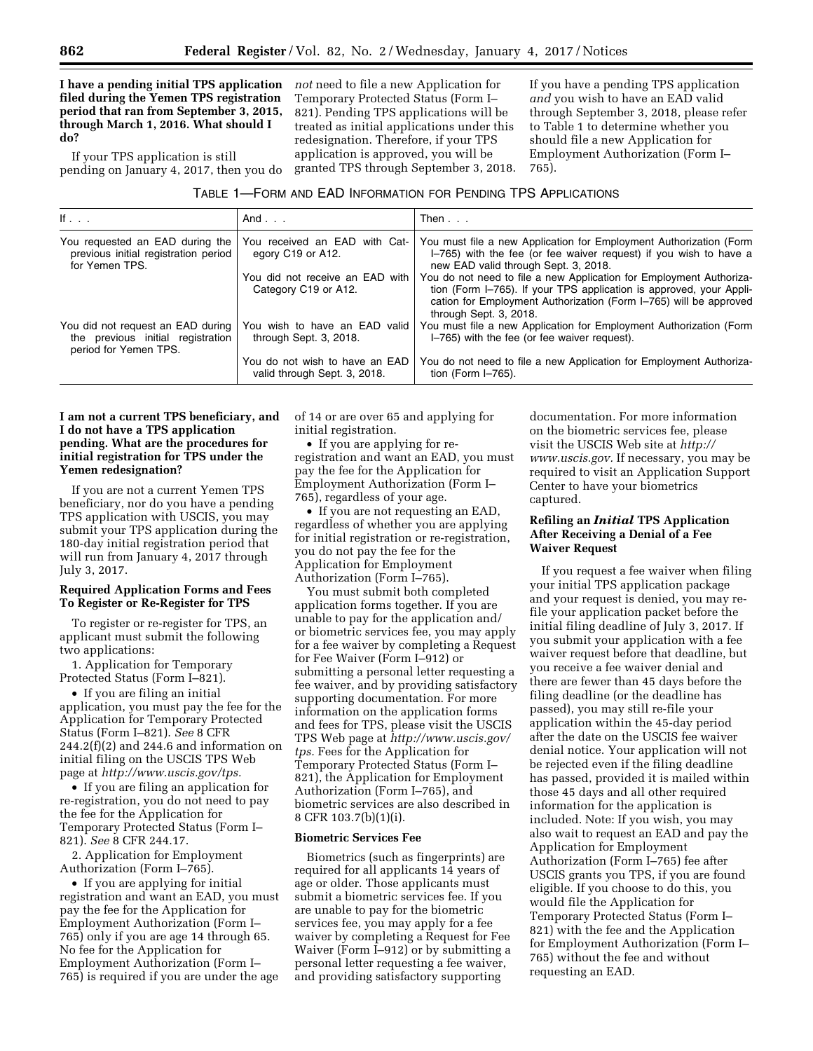**I have a pending initial TPS application filed during the Yemen TPS registration period that ran from September 3, 2015, through March 1, 2016. What should I do?**

If your TPS application is still pending on January 4, 2017, then you do *not* need to file a new Application for Temporary Protected Status (Form I–821). Pending TPS applications will be treated as initial applications under this redesignation. Therefore, if your TPS application is approved, you will be granted TPS through September 3, 2018. If you have a pending TPS application *and* you wish to have an EAD valid through September 3, 2018, please refer to Table 1 to determine whether you should file a new Application for Employment Authorization (Form I–765).

TABLE 1—FORM AND EAD INFORMATION FOR PENDING TPS APPLICATIONS

| If . . . | And . . . | Then . . . |
|---|---|---|
| You requested an EAD during the previous initial registration period for Yemen TPS. | You received an EAD with Category C19 or A12. | You must file a new Application for Employment Authorization (Form I–765) with the fee (or fee waiver request) if you wish to have a new EAD valid through Sept. 3, 2018. |
| | You did not receive an EAD with Category C19 or A12. | You do not need to file a new Application for Employment Authorization (Form I–765). If your TPS application is approved, your Application for Employment Authorization (Form I–765) will be approved through Sept. 3, 2018. |
| You did not request an EAD during the previous initial registration period for Yemen TPS. | You wish to have an EAD valid through Sept. 3, 2018. | You must file a new Application for Employment Authorization (Form I–765) with the fee (or fee waiver request). |
| | You do not wish to have an EAD valid through Sept. 3, 2018. | You do not need to file a new Application for Employment Authorization (Form I–765). |

**I am not a current TPS beneficiary, and I do not have a TPS application pending. What are the procedures for initial registration for TPS under the Yemen redesignation?**

If you are not a current Yemen TPS beneficiary, nor do you have a pending TPS application with USCIS, you may submit your TPS application during the 180-day initial registration period that will run from January 4, 2017 through July 3, 2017.

**Required Application Forms and Fees To Register or Re-Register for TPS**

To register or re-register for TPS, an applicant must submit the following two applications:

1. Application for Temporary Protected Status (Form I–821).

- If you are filing an initial application, you must pay the fee for the Application for Temporary Protected Status (Form I–821). *See* 8 CFR 244.2(f)(2) and 244.6 and information on initial filing on the USCIS TPS Web page at *http://www.uscis.gov/tps.*
- If you are filing an application for re-registration, you do not need to pay the fee for the Application for Temporary Protected Status (Form I–821). *See* 8 CFR 244.17.

2. Application for Employment Authorization (Form I–765).

- If you are applying for initial registration and want an EAD, you must pay the fee for the Application for Employment Authorization (Form I–765) only if you are age 14 through 65. No fee for the Application for Employment Authorization (Form I–765) is required if you are under the age of 14 or are over 65 and applying for initial registration.
- If you are applying for re-registration and want an EAD, you must pay the fee for the Application for Employment Authorization (Form I–765), regardless of your age.
- If you are not requesting an EAD, regardless of whether you are applying for initial registration or re-registration, you do not pay the fee for the Application for Employment Authorization (Form I–765).

You must submit both completed application forms together. If you are unable to pay for the application and/or biometric services fee, you may apply for a fee waiver by completing a Request for Fee Waiver (Form I–912) or submitting a personal letter requesting a fee waiver, and by providing satisfactory supporting documentation. For more information on the application forms and fees for TPS, please visit the USCIS TPS Web page at *http://www.uscis.gov/tps.* Fees for the Application for Temporary Protected Status (Form I–821), the Application for Employment Authorization (Form I–765), and biometric services are also described in 8 CFR 103.7(b)(1)(i).

**Biometric Services Fee**

Biometrics (such as fingerprints) are required for all applicants 14 years of age or older. Those applicants must submit a biometric services fee. If you are unable to pay for the biometric services fee, you may apply for a fee waiver by completing a Request for Fee Waiver (Form I–912) or by submitting a personal letter requesting a fee waiver, and providing satisfactory supporting documentation. For more information on the biometric services fee, please visit the USCIS Web site at *http://www.uscis.gov.* If necessary, you may be required to visit an Application Support Center to have your biometrics captured.

**Refiling an *Initial* TPS Application After Receiving a Denial of a Fee Waiver Request**

If you request a fee waiver when filing your initial TPS application package and your request is denied, you may re-file your application packet before the initial filing deadline of July 3, 2017. If you submit your application with a fee waiver request before that deadline, but you receive a fee waiver denial and there are fewer than 45 days before the filing deadline (or the deadline has passed), you may still re-file your application within the 45-day period after the date on the USCIS fee waiver denial notice. Your application will not be rejected even if the filing deadline has passed, provided it is mailed within those 45 days and all other required information for the application is included. Note: If you wish, you may also wait to request an EAD and pay the Application for Employment Authorization (Form I–765) fee after USCIS grants you TPS, if you are found eligible. If you choose to do this, you would file the Application for Temporary Protected Status (Form I–821) with the fee and the Application for Employment Authorization (Form I–765) without the fee and without requesting an EAD.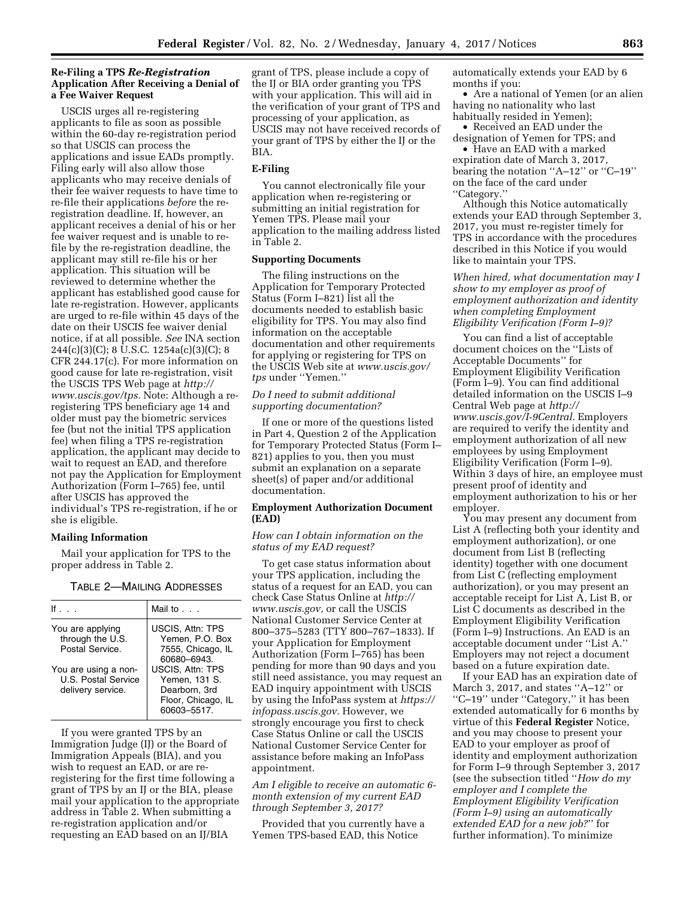### Re-Filing a TPS *Re-Registration* Application After Receiving a Denial of a Fee Waiver Request

USCIS urges all re-registering applicants to file as soon as possible within the 60-day re-registration period so that USCIS can process the applications and issue EADs promptly. Filing early will also allow those applicants who may receive denials of their fee waiver requests to have time to re-file their applications *before* the re-registration deadline. If, however, an applicant receives a denial of his or her fee waiver request and is unable to re-file by the re-registration deadline, the applicant may still re-file his or her application. This situation will be reviewed to determine whether the applicant has established good cause for late re-registration. However, applicants are urged to re-file within 45 days of the date on their USCIS fee waiver denial notice, if at all possible. *See* INA section 244(c)(3)(C); 8 U.S.C. 1254a(c)(3)(C); 8 CFR 244.17(c). For more information on good cause for late re-registration, visit the USCIS TPS Web page at *http://www.uscis.gov/tps.* Note: Although a re-registering TPS beneficiary age 14 and older must pay the biometric services fee (but not the initial TPS application fee) when filing a TPS re-registration application, the applicant may decide to wait to request an EAD, and therefore not pay the Application for Employment Authorization (Form I–765) fee, until after USCIS has approved the individual's TPS re-registration, if he or she is eligible.

### Mailing Information

Mail your application for TPS to the proper address in Table 2.

TABLE 2—MAILING ADDRESSES

| If . . . | Mail to . . . |
| --- | --- |
| You are applying through the U.S. Postal Service. | USCIS, Attn: TPS Yemen, P.O. Box 7555, Chicago, IL 60680–6943. |
| You are using a non-U.S. Postal Service delivery service. | USCIS, Attn: TPS Yemen, 131 S. Dearborn, 3rd Floor, Chicago, IL 60603–5517. |

If you were granted TPS by an Immigration Judge (IJ) or the Board of Immigration Appeals (BIA), and you wish to request an EAD, or are re-registering for the first time following a grant of TPS by an IJ or the BIA, please mail your application to the appropriate address in Table 2. When submitting a re-registration application and/or requesting an EAD based on an IJ/BIA grant of TPS, please include a copy of the IJ or BIA order granting you TPS with your application. This will aid in the verification of your grant of TPS and processing of your application, as USCIS may not have received records of your grant of TPS by either the IJ or the BIA.

### E-Filing

You cannot electronically file your application when re-registering or submitting an initial registration for Yemen TPS. Please mail your application to the mailing address listed in Table 2.

### Supporting Documents

The filing instructions on the Application for Temporary Protected Status (Form I–821) list all the documents needed to establish basic eligibility for TPS. You may also find information on the acceptable documentation and other requirements for applying or registering for TPS on the USCIS Web site at *www.uscis.gov/tps* under "Yemen."

*Do I need to submit additional supporting documentation?*

If one or more of the questions listed in Part 4, Question 2 of the Application for Temporary Protected Status (Form I–821) applies to you, then you must submit an explanation on a separate sheet(s) of paper and/or additional documentation.

### Employment Authorization Document (EAD)

*How can I obtain information on the status of my EAD request?*

To get case status information about your TPS application, including the status of a request for an EAD, you can check Case Status Online at *http://www.uscis.gov,* or call the USCIS National Customer Service Center at 800–375–5283 (TTY 800–767–1833). If your Application for Employment Authorization (Form I–765) has been pending for more than 90 days and you still need assistance, you may request an EAD inquiry appointment with USCIS by using the InfoPass system at *https://infopass.uscis.gov.* However, we strongly encourage you first to check Case Status Online or call the USCIS National Customer Service Center for assistance before making an InfoPass appointment.

*Am I eligible to receive an automatic 6-month extension of my current EAD through September 3, 2017?*

Provided that you currently have a Yemen TPS-based EAD, this Notice automatically extends your EAD by 6 months if you:

- Are a national of Yemen (or an alien having no nationality who last habitually resided in Yemen);
- Received an EAD under the designation of Yemen for TPS; and
- Have an EAD with a marked expiration date of March 3, 2017, bearing the notation "A–12" or "C–19" on the face of the card under "Category."

Although this Notice automatically extends your EAD through September 3, 2017, you must re-register timely for TPS in accordance with the procedures described in this Notice if you would like to maintain your TPS.

*When hired, what documentation may I show to my employer as proof of employment authorization and identity when completing Employment Eligibility Verification (Form I–9)?*

You can find a list of acceptable document choices on the "Lists of Acceptable Documents" for Employment Eligibility Verification (Form I–9). You can find additional detailed information on the USCIS I–9 Central Web page at *http://www.uscis.gov/I-9Central.* Employers are required to verify the identity and employment authorization of all new employees by using Employment Eligibility Verification (Form I–9). Within 3 days of hire, an employee must present proof of identity and employment authorization to his or her employer.

You may present any document from List A (reflecting both your identity and employment authorization), or one document from List B (reflecting identity) together with one document from List C (reflecting employment authorization), or you may present an acceptable receipt for List A, List B, or List C documents as described in the Employment Eligibility Verification (Form I–9) Instructions. An EAD is an acceptable document under "List A." Employers may not reject a document based on a future expiration date.

If your EAD has an expiration date of March 3, 2017, and states "A–12" or "C–19" under "Category," it has been extended automatically for 6 months by virtue of this **Federal Register** Notice, and you may choose to present your EAD to your employer as proof of identity and employment authorization for Form I–9 through September 3, 2017 (see the subsection titled "*How do my employer and I complete the Employment Eligibility Verification (Form I–9) using an automatically extended EAD for a new job?*" for further information). To minimize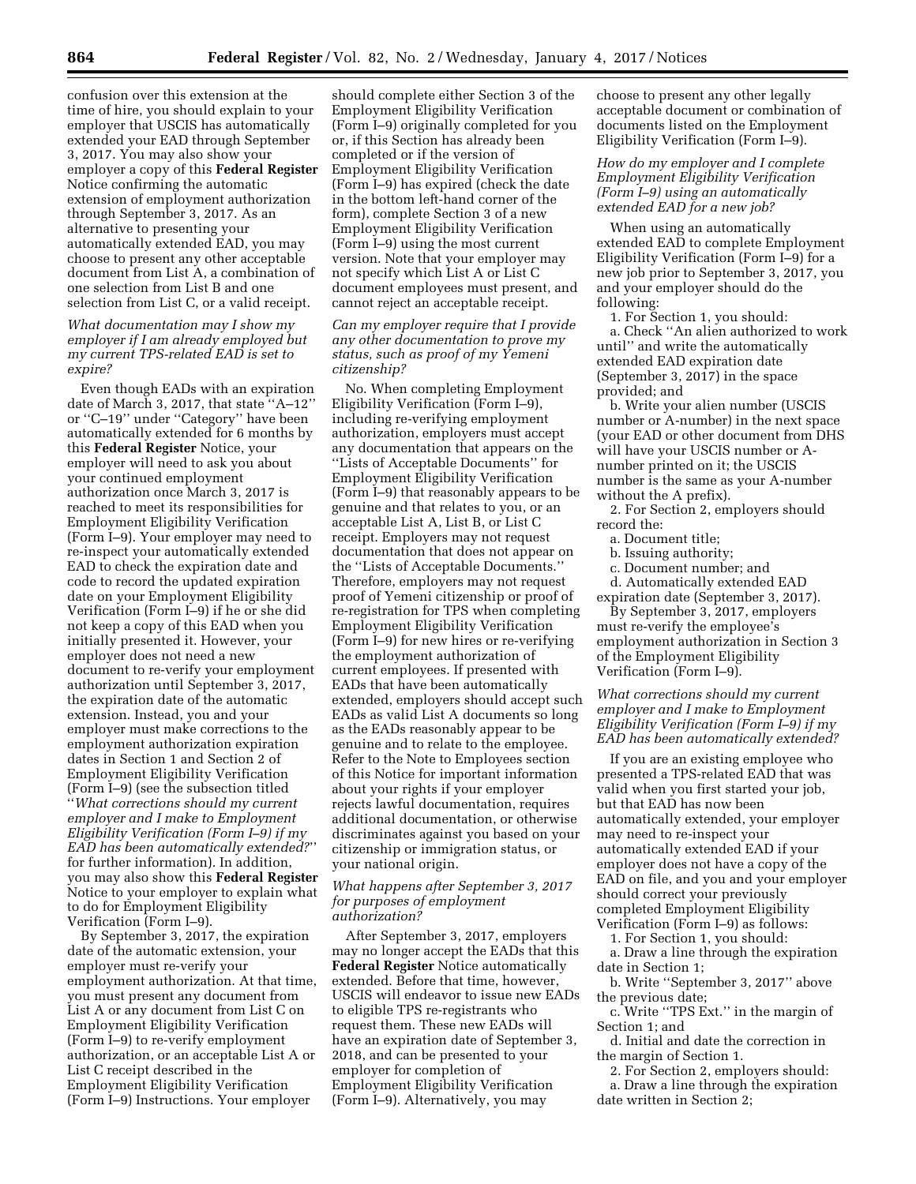confusion over this extension at the time of hire, you should explain to your employer that USCIS has automatically extended your EAD through September 3, 2017. You may also show your employer a copy of this **Federal Register** Notice confirming the automatic extension of employment authorization through September 3, 2017. As an alternative to presenting your automatically extended EAD, you may choose to present any other acceptable document from List A, a combination of one selection from List B and one selection from List C, or a valid receipt.

*What documentation may I show my employer if I am already employed but my current TPS-related EAD is set to expire?*

Even though EADs with an expiration date of March 3, 2017, that state "A–12" or "C–19" under "Category" have been automatically extended for 6 months by this **Federal Register** Notice, your employer will need to ask you about your continued employment authorization once March 3, 2017 is reached to meet its responsibilities for Employment Eligibility Verification (Form I–9). Your employer may need to re-inspect your automatically extended EAD to check the expiration date and code to record the updated expiration date on your Employment Eligibility Verification (Form I–9) if he or she did not keep a copy of this EAD when you initially presented it. However, your employer does not need a new document to re-verify your employment authorization until September 3, 2017, the expiration date of the automatic extension. Instead, you and your employer must make corrections to the employment authorization expiration dates in Section 1 and Section 2 of Employment Eligibility Verification (Form I–9) (see the subsection titled "*What corrections should my current employer and I make to Employment Eligibility Verification (Form I–9) if my EAD has been automatically extended?*" for further information). In addition, you may also show this **Federal Register** Notice to your employer to explain what to do for Employment Eligibility Verification (Form I–9).

By September 3, 2017, the expiration date of the automatic extension, your employer must re-verify your employment authorization. At that time, you must present any document from List A or any document from List C on Employment Eligibility Verification (Form I–9) to re-verify employment authorization, or an acceptable List A or List C receipt described in the Employment Eligibility Verification (Form I–9) Instructions. Your employer should complete either Section 3 of the Employment Eligibility Verification (Form I–9) originally completed for you or, if this Section has already been completed or if the version of Employment Eligibility Verification (Form I–9) has expired (check the date in the bottom left-hand corner of the form), complete Section 3 of a new Employment Eligibility Verification (Form I–9) using the most current version. Note that your employer may not specify which List A or List C document employees must present, and cannot reject an acceptable receipt.

*Can my employer require that I provide any other documentation to prove my status, such as proof of my Yemeni citizenship?*

No. When completing Employment Eligibility Verification (Form I–9), including re-verifying employment authorization, employers must accept any documentation that appears on the "Lists of Acceptable Documents" for Employment Eligibility Verification (Form I–9) that reasonably appears to be genuine and that relates to you, or an acceptable List A, List B, or List C receipt. Employers may not request documentation that does not appear on the "Lists of Acceptable Documents." Therefore, employers may not request proof of Yemeni citizenship or proof of re-registration for TPS when completing Employment Eligibility Verification (Form I–9) for new hires or re-verifying the employment authorization of current employees. If presented with EADs that have been automatically extended, employers should accept such EADs as valid List A documents so long as the EADs reasonably appear to be genuine and to relate to the employee. Refer to the Note to Employees section of this Notice for important information about your rights if your employer rejects lawful documentation, requires additional documentation, or otherwise discriminates against you based on your citizenship or immigration status, or your national origin.

*What happens after September 3, 2017 for purposes of employment authorization?*

After September 3, 2017, employers may no longer accept the EADs that this **Federal Register** Notice automatically extended. Before that time, however, USCIS will endeavor to issue new EADs to eligible TPS re-registrants who request them. These new EADs will have an expiration date of September 3, 2018, and can be presented to your employer for completion of Employment Eligibility Verification (Form I–9). Alternatively, you may choose to present any other legally acceptable document or combination of documents listed on the Employment Eligibility Verification (Form I–9).

*How do my employer and I complete Employment Eligibility Verification (Form I–9) using an automatically extended EAD for a new job?*

When using an automatically extended EAD to complete Employment Eligibility Verification (Form I–9) for a new job prior to September 3, 2017, you and your employer should do the following:

1. For Section 1, you should:

a. Check "An alien authorized to work until" and write the automatically extended EAD expiration date (September 3, 2017) in the space provided; and

b. Write your alien number (USCIS number or A-number) in the next space (your EAD or other document from DHS will have your USCIS number or A-number printed on it; the USCIS number is the same as your A-number without the A prefix).

2. For Section 2, employers should record the:

a. Document title;

b. Issuing authority;

c. Document number; and

d. Automatically extended EAD expiration date (September 3, 2017).

By September 3, 2017, employers must re-verify the employee's employment authorization in Section 3 of the Employment Eligibility Verification (Form I–9).

*What corrections should my current employer and I make to Employment Eligibility Verification (Form I–9) if my EAD has been automatically extended?*

If you are an existing employee who presented a TPS-related EAD that was valid when you first started your job, but that EAD has now been automatically extended, your employer may need to re-inspect your automatically extended EAD if your employer does not have a copy of the EAD on file, and you and your employer should correct your previously completed Employment Eligibility Verification (Form I–9) as follows:

1. For Section 1, you should:

a. Draw a line through the expiration date in Section 1;

b. Write "September 3, 2017" above the previous date;

c. Write "TPS Ext." in the margin of Section 1; and

d. Initial and date the correction in the margin of Section 1.

2. For Section 2, employers should:

a. Draw a line through the expiration date written in Section 2;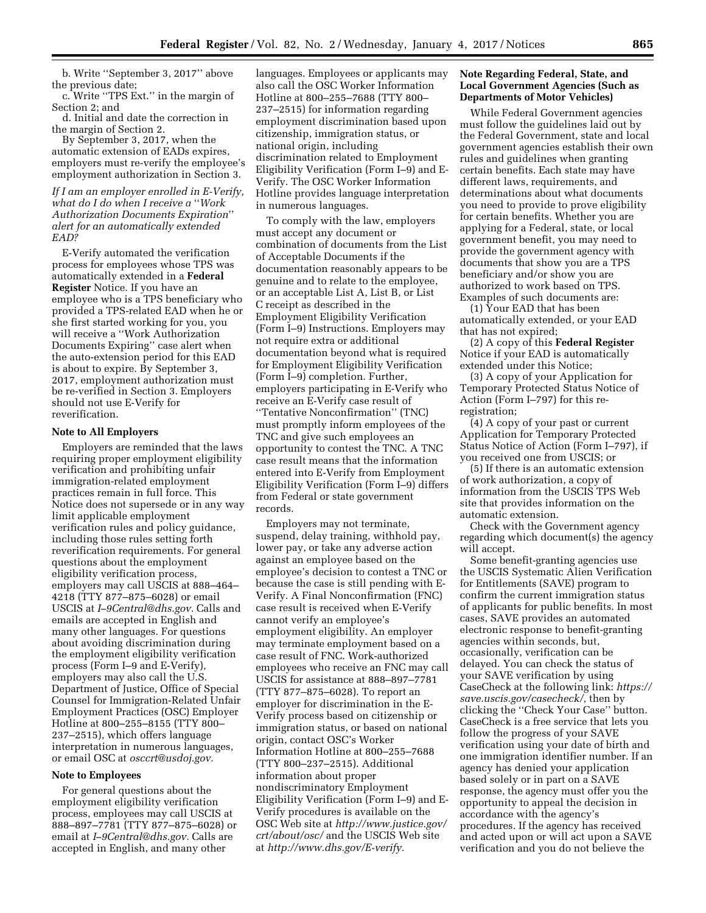b. Write "September 3, 2017" above the previous date;

c. Write "TPS Ext." in the margin of Section 2; and

d. Initial and date the correction in the margin of Section 2.

By September 3, 2017, when the automatic extension of EADs expires, employers must re-verify the employee's employment authorization in Section 3.

*If I am an employer enrolled in E-Verify, what do I do when I receive a "Work Authorization Documents Expiration" alert for an automatically extended EAD?*

E-Verify automated the verification process for employees whose TPS was automatically extended in a **Federal Register** Notice. If you have an employee who is a TPS beneficiary who provided a TPS-related EAD when he or she first started working for you, you will receive a "Work Authorization Documents Expiring" case alert when the auto-extension period for this EAD is about to expire. By September 3, 2017, employment authorization must be re-verified in Section 3. Employers should not use E-Verify for reverification.

**Note to All Employers**

Employers are reminded that the laws requiring proper employment eligibility verification and prohibiting unfair immigration-related employment practices remain in full force. This Notice does not supersede or in any way limit applicable employment verification rules and policy guidance, including those rules setting forth reverification requirements. For general questions about the employment eligibility verification process, employers may call USCIS at 888–464–4218 (TTY 877–875–6028) or email USCIS at *I–9Central@dhs.gov*. Calls and emails are accepted in English and many other languages. For questions about avoiding discrimination during the employment eligibility verification process (Form I–9 and E-Verify), employers may also call the U.S. Department of Justice, Office of Special Counsel for Immigration-Related Unfair Employment Practices (OSC) Employer Hotline at 800–255–8155 (TTY 800–237–2515), which offers language interpretation in numerous languages, or email OSC at *osccrt@usdoj.gov*.

**Note to Employees**

For general questions about the employment eligibility verification process, employees may call USCIS at 888–897–7781 (TTY 877–875–6028) or email at *I–9Central@dhs.gov*. Calls are accepted in English, and many other languages. Employees or applicants may also call the OSC Worker Information Hotline at 800–255–7688 (TTY 800–237–2515) for information regarding employment discrimination based upon citizenship, immigration status, or national origin, including discrimination related to Employment Eligibility Verification (Form I–9) and E-Verify. The OSC Worker Information Hotline provides language interpretation in numerous languages.

To comply with the law, employers must accept any document or combination of documents from the List of Acceptable Documents if the documentation reasonably appears to be genuine and to relate to the employee, or an acceptable List A, List B, or List C receipt as described in the Employment Eligibility Verification (Form I–9) Instructions. Employers may not require extra or additional documentation beyond what is required for Employment Eligibility Verification (Form I–9) completion. Further, employers participating in E-Verify who receive an E-Verify case result of "Tentative Nonconfirmation" (TNC) must promptly inform employees of the TNC and give such employees an opportunity to contest the TNC. A TNC case result means that the information entered into E-Verify from Employment Eligibility Verification (Form I–9) differs from Federal or state government records.

Employers may not terminate, suspend, delay training, withhold pay, lower pay, or take any adverse action against an employee based on the employee's decision to contest a TNC or because the case is still pending with E-Verify. A Final Nonconfirmation (FNC) case result is received when E-Verify cannot verify an employee's employment eligibility. An employer may terminate employment based on a case result of FNC. Work-authorized employees who receive an FNC may call USCIS for assistance at 888–897–7781 (TTY 877–875–6028). To report an employer for discrimination in the E-Verify process based on citizenship or immigration status, or based on national origin, contact OSC's Worker Information Hotline at 800–255–7688 (TTY 800–237–2515). Additional information about proper nondiscriminatory Employment Eligibility Verification (Form I–9) and E-Verify procedures is available on the OSC Web site at *http://www.justice.gov/crt/about/osc/* and the USCIS Web site at *http://www.dhs.gov/E-verify*.

**Note Regarding Federal, State, and Local Government Agencies (Such as Departments of Motor Vehicles)**

While Federal Government agencies must follow the guidelines laid out by the Federal Government, state and local government agencies establish their own rules and guidelines when granting certain benefits. Each state may have different laws, requirements, and determinations about what documents you need to provide to prove eligibility for certain benefits. Whether you are applying for a Federal, state, or local government benefit, you may need to provide the government agency with documents that show you are a TPS beneficiary and/or show you are authorized to work based on TPS. Examples of such documents are:

(1) Your EAD that has been automatically extended, or your EAD that has not expired;

(2) A copy of this **Federal Register** Notice if your EAD is automatically extended under this Notice;

(3) A copy of your Application for Temporary Protected Status Notice of Action (Form I–797) for this re-registration;

(4) A copy of your past or current Application for Temporary Protected Status Notice of Action (Form I–797), if you received one from USCIS; or

(5) If there is an automatic extension of work authorization, a copy of information from the USCIS TPS Web site that provides information on the automatic extension.

Check with the Government agency regarding which document(s) the agency will accept.

Some benefit-granting agencies use the USCIS Systematic Alien Verification for Entitlements (SAVE) program to confirm the current immigration status of applicants for public benefits. In most cases, SAVE provides an automated electronic response to benefit-granting agencies within seconds, but, occasionally, verification can be delayed. You can check the status of your SAVE verification by using CaseCheck at the following link: *https://save.uscis.gov/casecheck/*, then by clicking the "Check Your Case" button. CaseCheck is a free service that lets you follow the progress of your SAVE verification using your date of birth and one immigration identifier number. If an agency has denied your application based solely or in part on a SAVE response, the agency must offer you the opportunity to appeal the decision in accordance with the agency's procedures. If the agency has received and acted upon or will act upon a SAVE verification and you do not believe the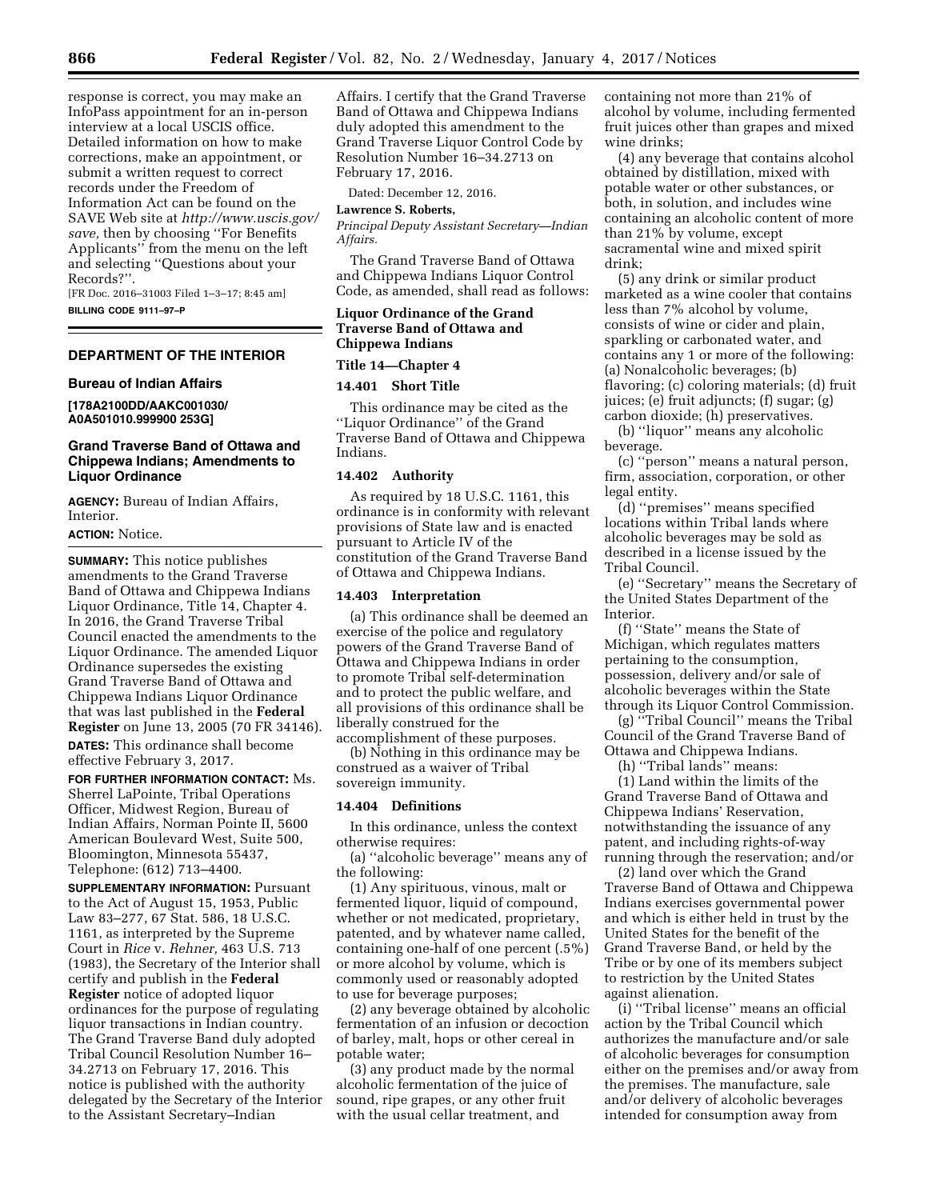response is correct, you may make an InfoPass appointment for an in-person interview at a local USCIS office. Detailed information on how to make corrections, make an appointment, or submit a written request to correct records under the Freedom of Information Act can be found on the SAVE Web site at *http://www.uscis.gov/save,* then by choosing ''For Benefits Applicants'' from the menu on the left and selecting ''Questions about your Records?''.

[FR Doc. 2016–31003 Filed 1–3–17; 8:45 am]

**BILLING CODE 9111–97–P**

## DEPARTMENT OF THE INTERIOR

### Bureau of Indian Affairs

**[178A2100DD/AAKC001030/A0A501010.999900 253G]**

### Grand Traverse Band of Ottawa and Chippewa Indians; Amendments to Liquor Ordinance

**AGENCY:** Bureau of Indian Affairs, Interior.

**ACTION:** Notice.

**SUMMARY:** This notice publishes amendments to the Grand Traverse Band of Ottawa and Chippewa Indians Liquor Ordinance, Title 14, Chapter 4. In 2016, the Grand Traverse Tribal Council enacted the amendments to the Liquor Ordinance. The amended Liquor Ordinance supersedes the existing Grand Traverse Band of Ottawa and Chippewa Indians Liquor Ordinance that was last published in the **Federal Register** on June 13, 2005 (70 FR 34146).

**DATES:** This ordinance shall become effective February 3, 2017.

**FOR FURTHER INFORMATION CONTACT:** Ms. Sherrel LaPointe, Tribal Operations Officer, Midwest Region, Bureau of Indian Affairs, Norman Pointe II, 5600 American Boulevard West, Suite 500, Bloomington, Minnesota 55437, Telephone: (612) 713–4400.

**SUPPLEMENTARY INFORMATION:** Pursuant to the Act of August 15, 1953, Public Law 83–277, 67 Stat. 586, 18 U.S.C. 1161, as interpreted by the Supreme Court in *Rice* v. *Rehner,* 463 U.S. 713 (1983), the Secretary of the Interior shall certify and publish in the **Federal Register** notice of adopted liquor ordinances for the purpose of regulating liquor transactions in Indian country. The Grand Traverse Band duly adopted Tribal Council Resolution Number 16–34.2713 on February 17, 2016. This notice is published with the authority delegated by the Secretary of the Interior to the Assistant Secretary–Indian Affairs. I certify that the Grand Traverse Band of Ottawa and Chippewa Indians duly adopted this amendment to the Grand Traverse Liquor Control Code by Resolution Number 16–34.2713 on February 17, 2016.

Dated: December 12, 2016.

**Lawrence S. Roberts,**

*Principal Deputy Assistant Secretary—Indian Affairs.*

The Grand Traverse Band of Ottawa and Chippewa Indians Liquor Control Code, as amended, shall read as follows:

### Liquor Ordinance of the Grand Traverse Band of Ottawa and Chippewa Indians

#### Title 14—Chapter 4

#### 14.401 Short Title

This ordinance may be cited as the ''Liquor Ordinance'' of the Grand Traverse Band of Ottawa and Chippewa Indians.

#### 14.402 Authority

As required by 18 U.S.C. 1161, this ordinance is in conformity with relevant provisions of State law and is enacted pursuant to Article IV of the constitution of the Grand Traverse Band of Ottawa and Chippewa Indians.

#### 14.403 Interpretation

(a) This ordinance shall be deemed an exercise of the police and regulatory powers of the Grand Traverse Band of Ottawa and Chippewa Indians in order to promote Tribal self-determination and to protect the public welfare, and all provisions of this ordinance shall be liberally construed for the accomplishment of these purposes.

(b) Nothing in this ordinance may be construed as a waiver of Tribal sovereign immunity.

#### 14.404 Definitions

In this ordinance, unless the context otherwise requires:

(a) ''alcoholic beverage'' means any of the following:

(1) Any spirituous, vinous, malt or fermented liquor, liquid of compound, whether or not medicated, proprietary, patented, and by whatever name called, containing one-half of one percent (.5%) or more alcohol by volume, which is commonly used or reasonably adopted to use for beverage purposes;

(2) any beverage obtained by alcoholic fermentation of an infusion or decoction of barley, malt, hops or other cereal in potable water;

(3) any product made by the normal alcoholic fermentation of the juice of sound, ripe grapes, or any other fruit with the usual cellar treatment, and containing not more than 21% of alcohol by volume, including fermented fruit juices other than grapes and mixed wine drinks;

(4) any beverage that contains alcohol obtained by distillation, mixed with potable water or other substances, or both, in solution, and includes wine containing an alcoholic content of more than 21% by volume, except sacramental wine and mixed spirit drink;

(5) any drink or similar product marketed as a wine cooler that contains less than 7% alcohol by volume, consists of wine or cider and plain, sparkling or carbonated water, and contains any 1 or more of the following: (a) Nonalcoholic beverages; (b) flavoring; (c) coloring materials; (d) fruit juices; (e) fruit adjuncts; (f) sugar; (g) carbon dioxide; (h) preservatives.

(b) ''liquor'' means any alcoholic beverage.

(c) ''person'' means a natural person, firm, association, corporation, or other legal entity.

(d) ''premises'' means specified locations within Tribal lands where alcoholic beverages may be sold as described in a license issued by the Tribal Council.

(e) ''Secretary'' means the Secretary of the United States Department of the Interior.

(f) ''State'' means the State of Michigan, which regulates matters pertaining to the consumption, possession, delivery and/or sale of alcoholic beverages within the State through its Liquor Control Commission.

(g) ''Tribal Council'' means the Tribal Council of the Grand Traverse Band of Ottawa and Chippewa Indians.

(h) ''Tribal lands'' means:

(1) Land within the limits of the Grand Traverse Band of Ottawa and Chippewa Indians' Reservation, notwithstanding the issuance of any patent, and including rights-of-way running through the reservation; and/or

(2) land over which the Grand Traverse Band of Ottawa and Chippewa Indians exercises governmental power and which is either held in trust by the United States for the benefit of the Grand Traverse Band, or held by the Tribe or by one of its members subject to restriction by the United States against alienation.

(i) ''Tribal license'' means an official action by the Tribal Council which authorizes the manufacture and/or sale of alcoholic beverages for consumption either on the premises and/or away from the premises. The manufacture, sale and/or delivery of alcoholic beverages intended for consumption away from